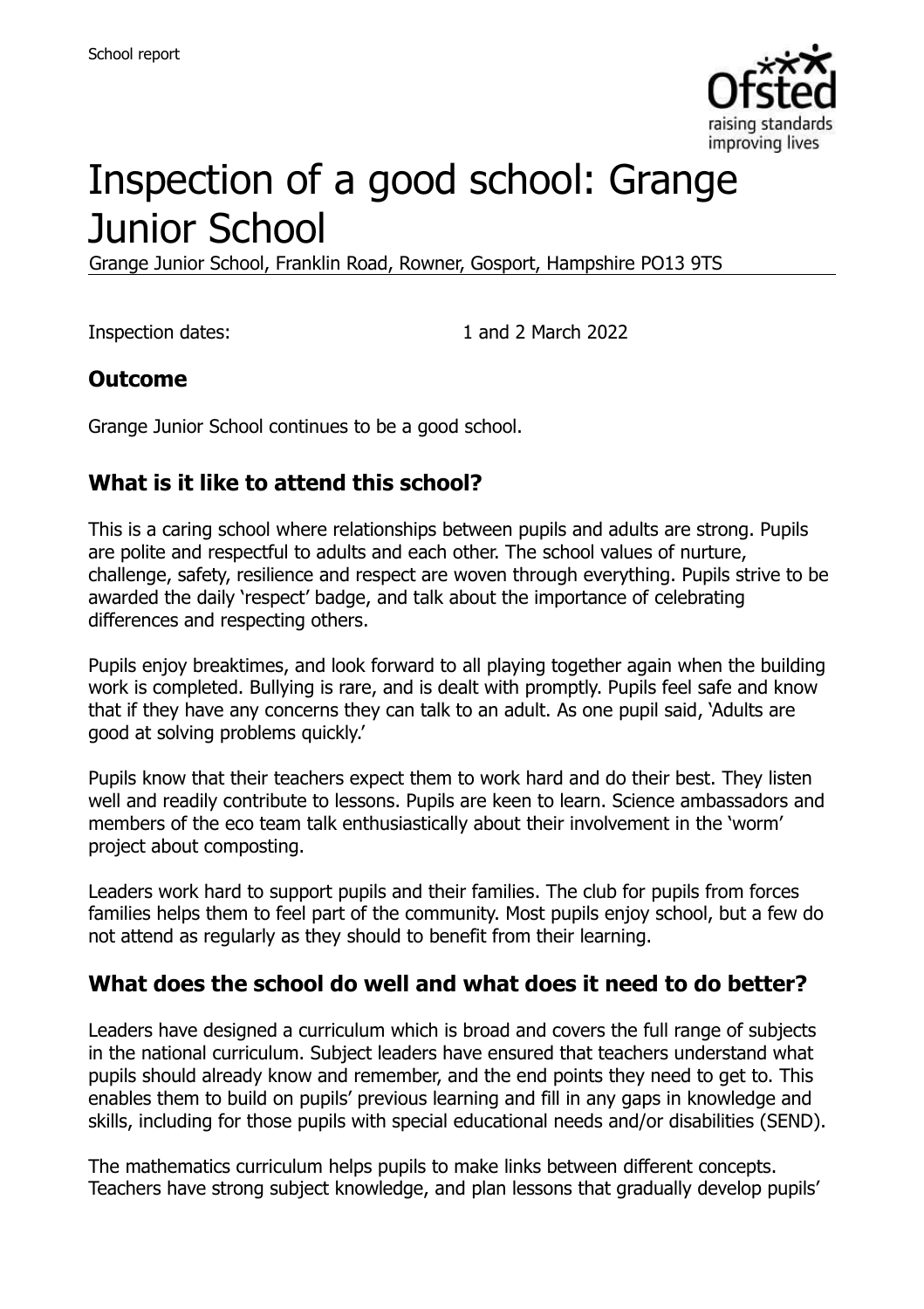# Inspection of a good school: Grange Junior School

Grange Junior School, Franklin Road, Rowner, Gosport, Hampshire PO13 9TS

Inspection dates: 1 and 2 March 2022

## Outcome

Grange Junior School continues to be a good school.

## What is it like to attend this school?

This is a caring school where relationships between pupils and adults are strong. Pupils are polite and respectful to adults and each other. The school values of nurture, challenge, safety, resilience and respect are woven through everything. Pupils strive to be awarded the daily 'respect' badge, and talk about the importance of celebrating differences and respecting others.

Pupils enjoy breaktimes, and look forward to all playing together again when the building work is completed. Bullying is rare, and is dealt with promptly. Pupils feel safe and know that if they have any concerns they can talk to an adult. As one pupil said, 'Adults are good at solving problems quickly.'

Pupils know that their teachers expect them to work hard and do their best. They listen well and readily contribute to lessons. Pupils are keen to learn. Science ambassadors and members of the eco team talk enthusiastically about their involvement in the 'worm' project about composting.

Leaders work hard to support pupils and their families. The club for pupils from forces families helps them to feel part of the community. Most pupils enjoy school, but a few do not attend as regularly as they should to benefit from their learning.

## What does the school do well and what does it need to do better?

Leaders have designed a curriculum which is broad and covers the full range of subjects in the national curriculum. Subject leaders have ensured that teachers understand what pupils should already know and remember, and the end points they need to get to. This enables them to build on pupils' previous learning and fill in any gaps in knowledge and skills, including for those pupils with special educational needs and/or disabilities (SEND).

The mathematics curriculum helps pupils to make links between different concepts. Teachers have strong subject knowledge, and plan lessons that gradually develop pupils'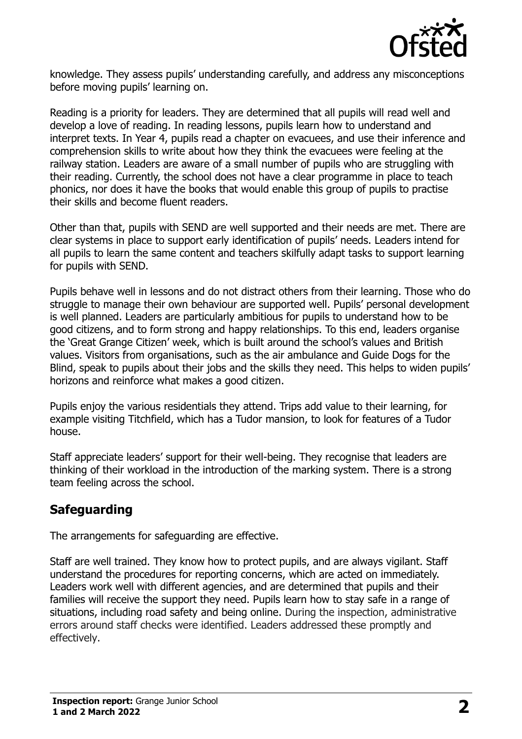knowledge. They assess pupils' understanding carefully, and address any misconceptions before moving pupils' learning on.

Reading is a priority for leaders. They are determined that all pupils will read well and develop a love of reading. In reading lessons, pupils learn how to understand and interpret texts. In Year 4, pupils read a chapter on evacuees, and use their inference and comprehension skills to write about how they think the evacuees were feeling at the railway station. Leaders are aware of a small number of pupils who are struggling with their reading. Currently, the school does not have a clear programme in place to teach phonics, nor does it have the books that would enable this group of pupils to practise their skills and become fluent readers.

Other than that, pupils with SEND are well supported and their needs are met. There are clear systems in place to support early identification of pupils' needs. Leaders intend for all pupils to learn the same content and teachers skilfully adapt tasks to support learning for pupils with SEND.

Pupils behave well in lessons and do not distract others from their learning. Those who do struggle to manage their own behaviour are supported well. Pupils' personal development is well planned. Leaders are particularly ambitious for pupils to understand how to be good citizens, and to form strong and happy relationships. To this end, leaders organise the 'Great Grange Citizen' week, which is built around the school's values and British values. Visitors from organisations, such as the air ambulance and Guide Dogs for the Blind, speak to pupils about their jobs and the skills they need. This helps to widen pupils' horizons and reinforce what makes a good citizen.

Pupils enjoy the various residentials they attend. Trips add value to their learning, for example visiting Titchfield, which has a Tudor mansion, to look for features of a Tudor house.

Staff appreciate leaders' support for their well-being. They recognise that leaders are thinking of their workload in the introduction of the marking system. There is a strong team feeling across the school.

## Safeguarding

The arrangements for safeguarding are effective.

Staff are well trained. They know how to protect pupils, and are always vigilant. Staff understand the procedures for reporting concerns, which are acted on immediately. Leaders work well with different agencies, and are determined that pupils and their families will receive the support they need. Pupils learn how to stay safe in a range of situations, including road safety and being online. During the inspection, administrative errors around staff checks were identified. Leaders addressed these promptly and effectively.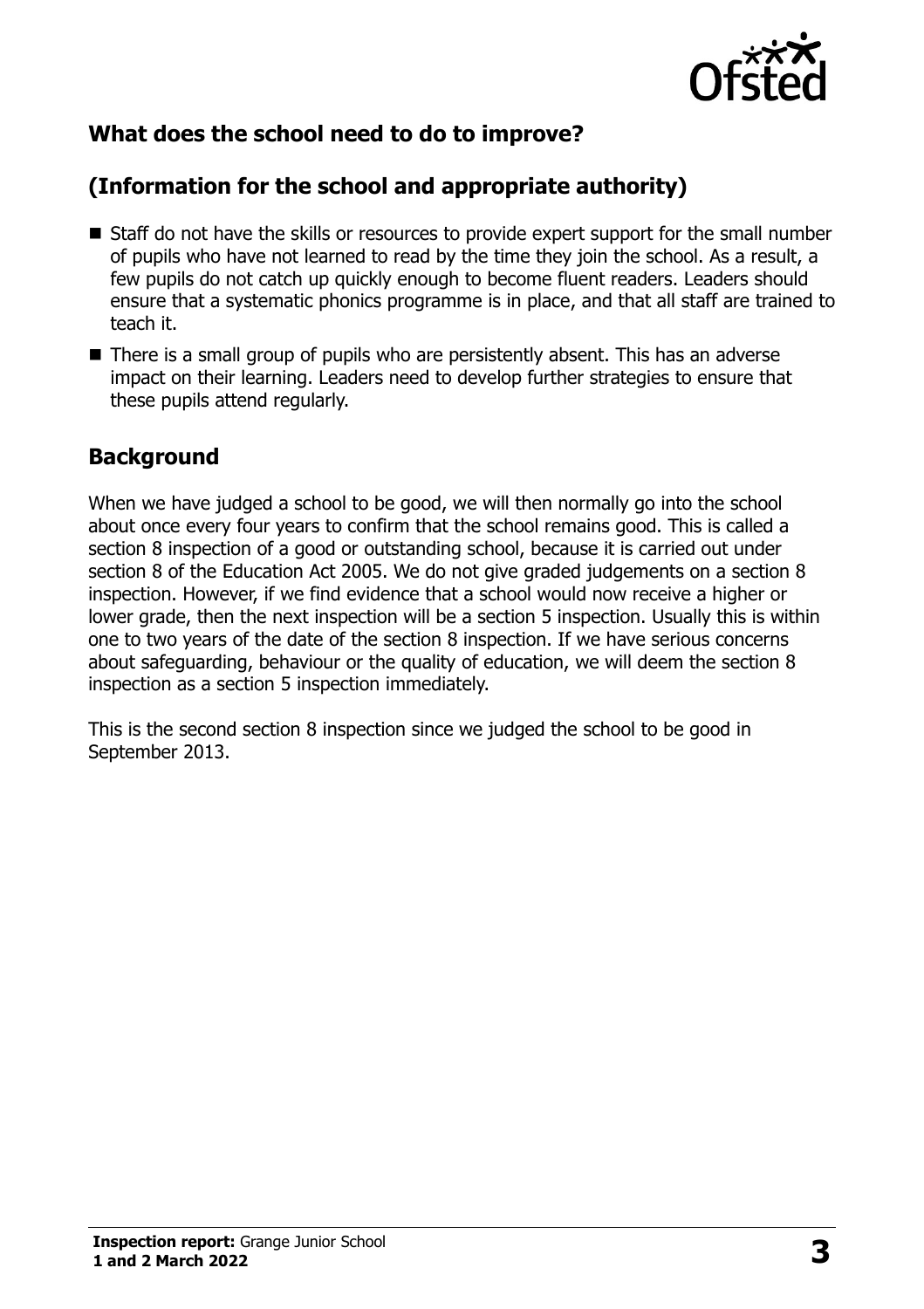## What does the school need to do to improve?

## (Information for the school and appropriate authority)

- Staff do not have the skills or resources to provide expert support for the small number of pupils who have not learned to read by the time they join the school. As a result, a few pupils do not catch up quickly enough to become fluent readers. Leaders should ensure that a systematic phonics programme is in place, and that all staff are trained to teach it.
- There is a small group of pupils who are persistently absent. This has an adverse impact on their learning. Leaders need to develop further strategies to ensure that these pupils attend regularly.

## Background

When we have judged a school to be good, we will then normally go into the school about once every four years to confirm that the school remains good. This is called a section 8 inspection of a good or outstanding school, because it is carried out under section 8 of the Education Act 2005. We do not give graded judgements on a section 8 inspection. However, if we find evidence that a school would now receive a higher or lower grade, then the next inspection will be a section 5 inspection. Usually this is within one to two years of the date of the section 8 inspection. If we have serious concerns about safeguarding, behaviour or the quality of education, we will deem the section 8 inspection as a section 5 inspection immediately.

This is the second section 8 inspection since we judged the school to be good in September 2013.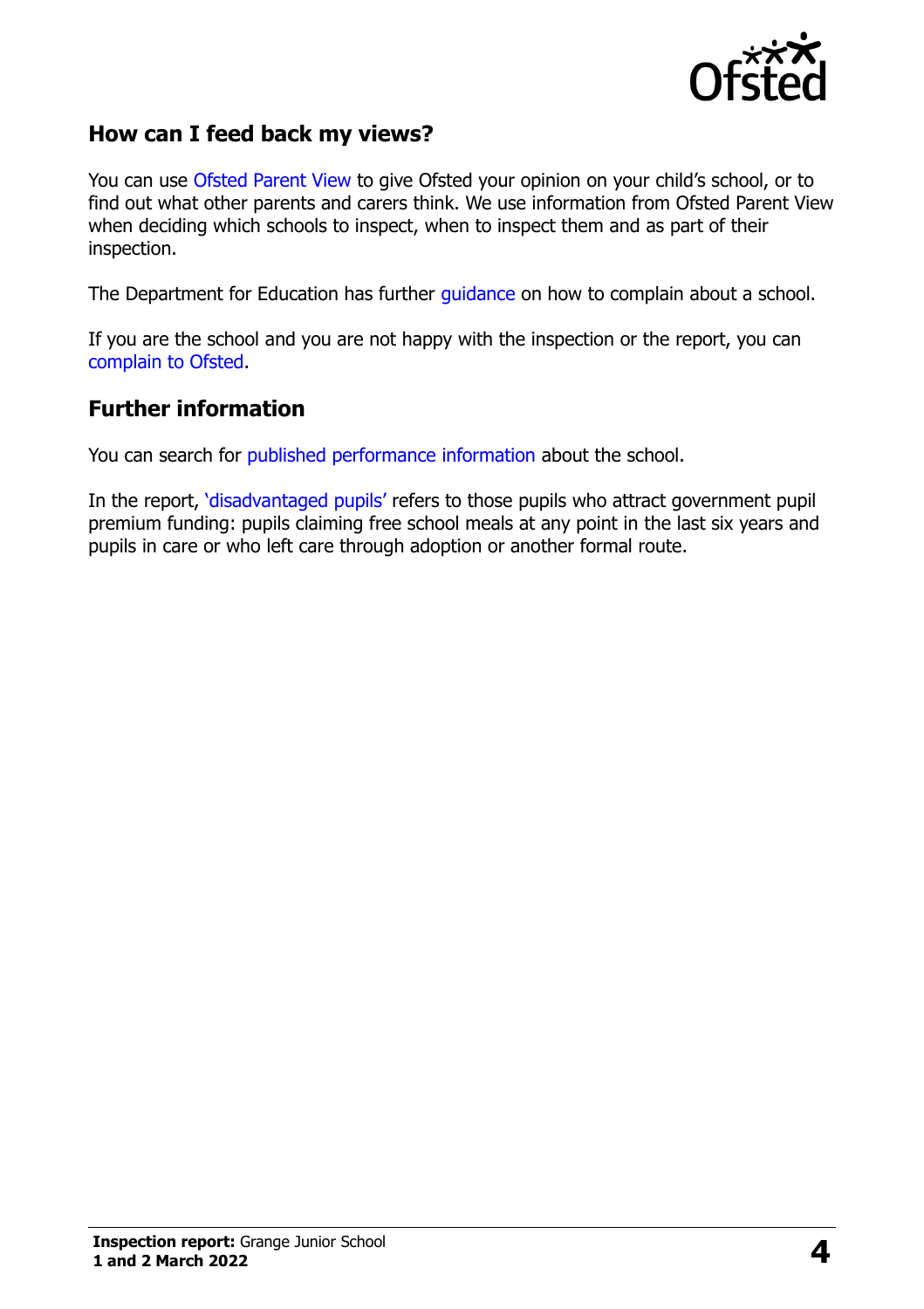## How can I feed back my views?

You can use Ofsted Parent View to give Ofsted your opinion on your child's school, or to find out what other parents and carers think. We use information from Ofsted Parent View when deciding which schools to inspect, when to inspect them and as part of their inspection.

The Department for Education has further guidance on how to complain about a school.

If you are the school and you are not happy with the inspection or the report, you can complain to Ofsted.

## Further information

You can search for published performance information about the school.

In the report, 'disadvantaged pupils' refers to those pupils who attract government pupil premium funding: pupils claiming free school meals at any point in the last six years and pupils in care or who left care through adoption or another formal route.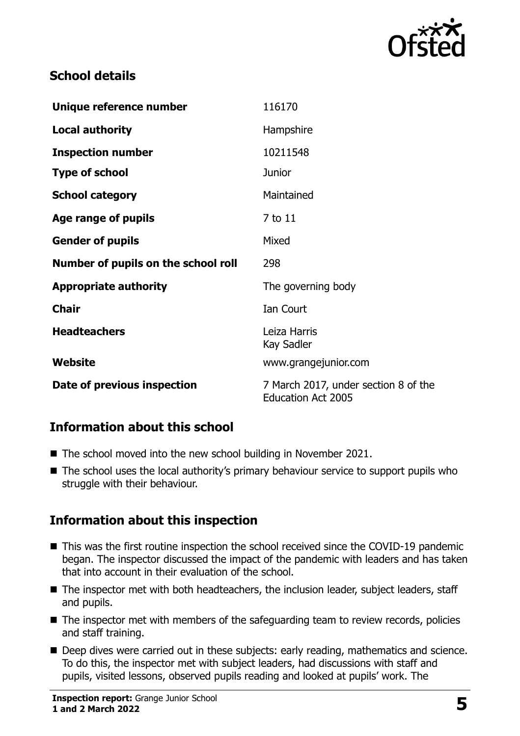## School details

| | |
|---|---|
| **Unique reference number** | 116170 |
| **Local authority** | Hampshire |
| **Inspection number** | 10211548 |
| **Type of school** | Junior |
| **School category** | Maintained |
| **Age range of pupils** | 7 to 11 |
| **Gender of pupils** | Mixed |
| **Number of pupils on the school roll** | 298 |
| **Appropriate authority** | The governing body |
| **Chair** | Ian Court |
| **Headteachers** | Leiza Harris<br>Kay Sadler |
| **Website** | www.grangejunior.com |
| **Date of previous inspection** | 7 March 2017, under section 8 of the Education Act 2005 |

## Information about this school

- The school moved into the new school building in November 2021.
- The school uses the local authority's primary behaviour service to support pupils who struggle with their behaviour.

## Information about this inspection

- This was the first routine inspection the school received since the COVID-19 pandemic began. The inspector discussed the impact of the pandemic with leaders and has taken that into account in their evaluation of the school.
- The inspector met with both headteachers, the inclusion leader, subject leaders, staff and pupils.
- The inspector met with members of the safeguarding team to review records, policies and staff training.
- Deep dives were carried out in these subjects: early reading, mathematics and science. To do this, the inspector met with subject leaders, had discussions with staff and pupils, visited lessons, observed pupils reading and looked at pupils' work. The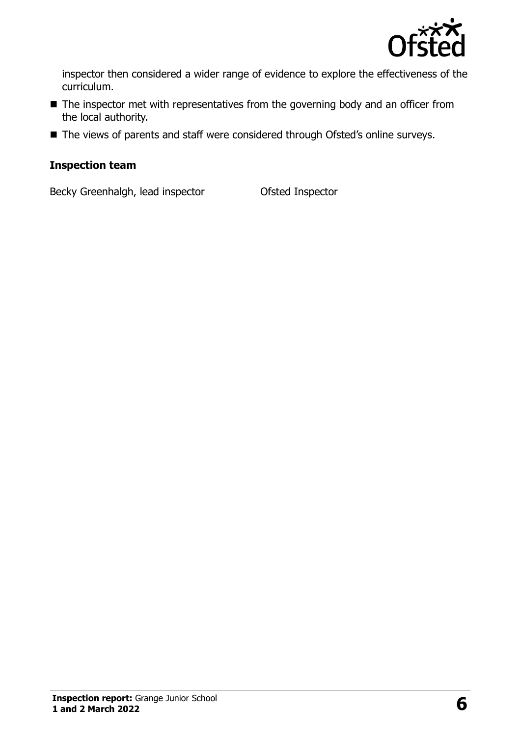inspector then considered a wider range of evidence to explore the effectiveness of the curriculum.

- The inspector met with representatives from the governing body and an officer from the local authority.
- The views of parents and staff were considered through Ofsted's online surveys.

**Inspection team**

| | |
|---|---|
| Becky Greenhalgh, lead inspector | Ofsted Inspector |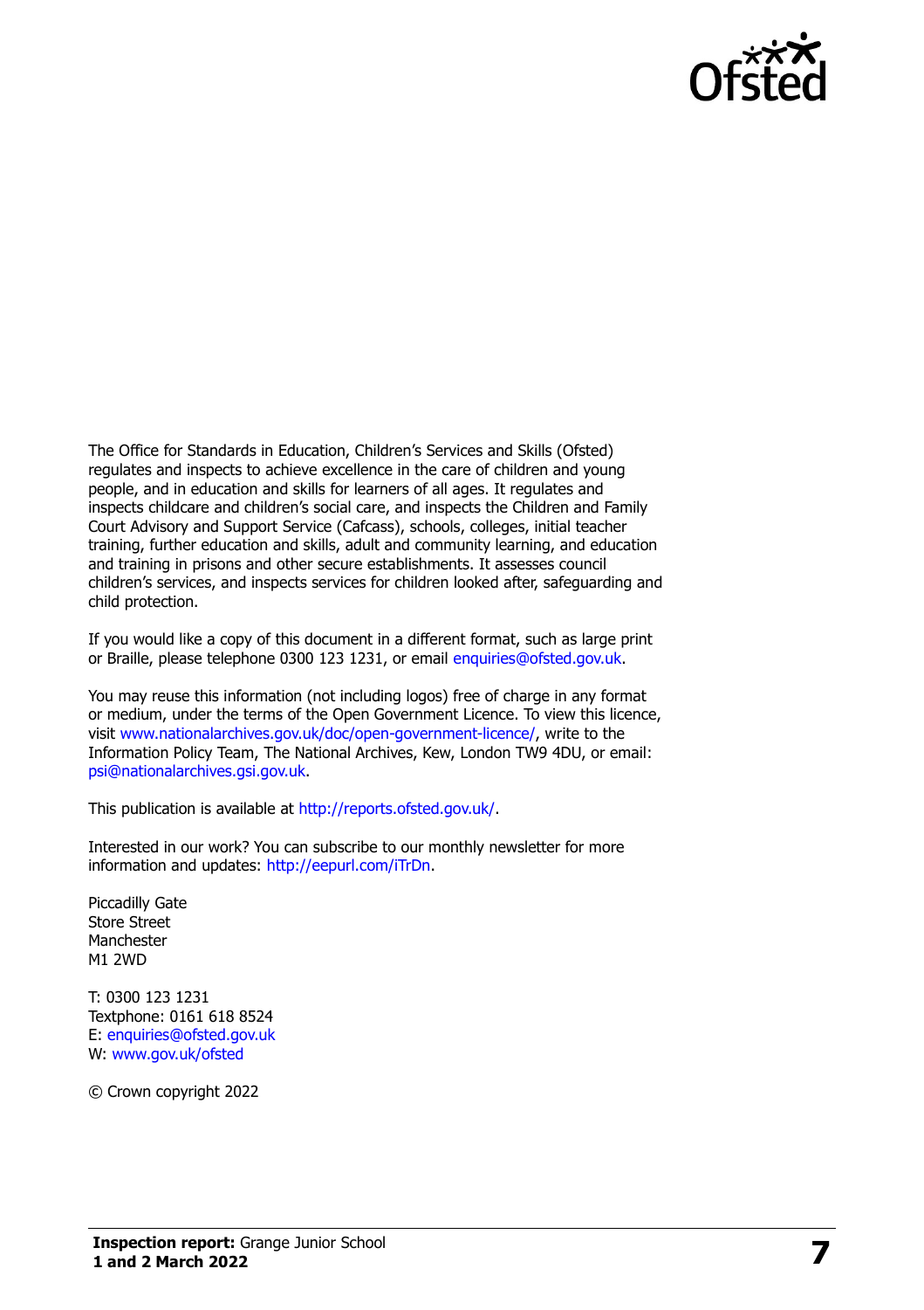The Office for Standards in Education, Children's Services and Skills (Ofsted) regulates and inspects to achieve excellence in the care of children and young people, and in education and skills for learners of all ages. It regulates and inspects childcare and children's social care, and inspects the Children and Family Court Advisory and Support Service (Cafcass), schools, colleges, initial teacher training, further education and skills, adult and community learning, and education and training in prisons and other secure establishments. It assesses council children's services, and inspects services for children looked after, safeguarding and child protection.

If you would like a copy of this document in a different format, such as large print or Braille, please telephone 0300 123 1231, or email enquiries@ofsted.gov.uk.

You may reuse this information (not including logos) free of charge in any format or medium, under the terms of the Open Government Licence. To view this licence, visit www.nationalarchives.gov.uk/doc/open-government-licence/, write to the Information Policy Team, The National Archives, Kew, London TW9 4DU, or email: psi@nationalarchives.gsi.gov.uk.

This publication is available at http://reports.ofsted.gov.uk/.

Interested in our work? You can subscribe to our monthly newsletter for more information and updates: http://eepurl.com/iTrDn.

Piccadilly Gate
Store Street
Manchester
M1 2WD

T: 0300 123 1231
Textphone: 0161 618 8524
E: enquiries@ofsted.gov.uk
W: www.gov.uk/ofsted

© Crown copyright 2022